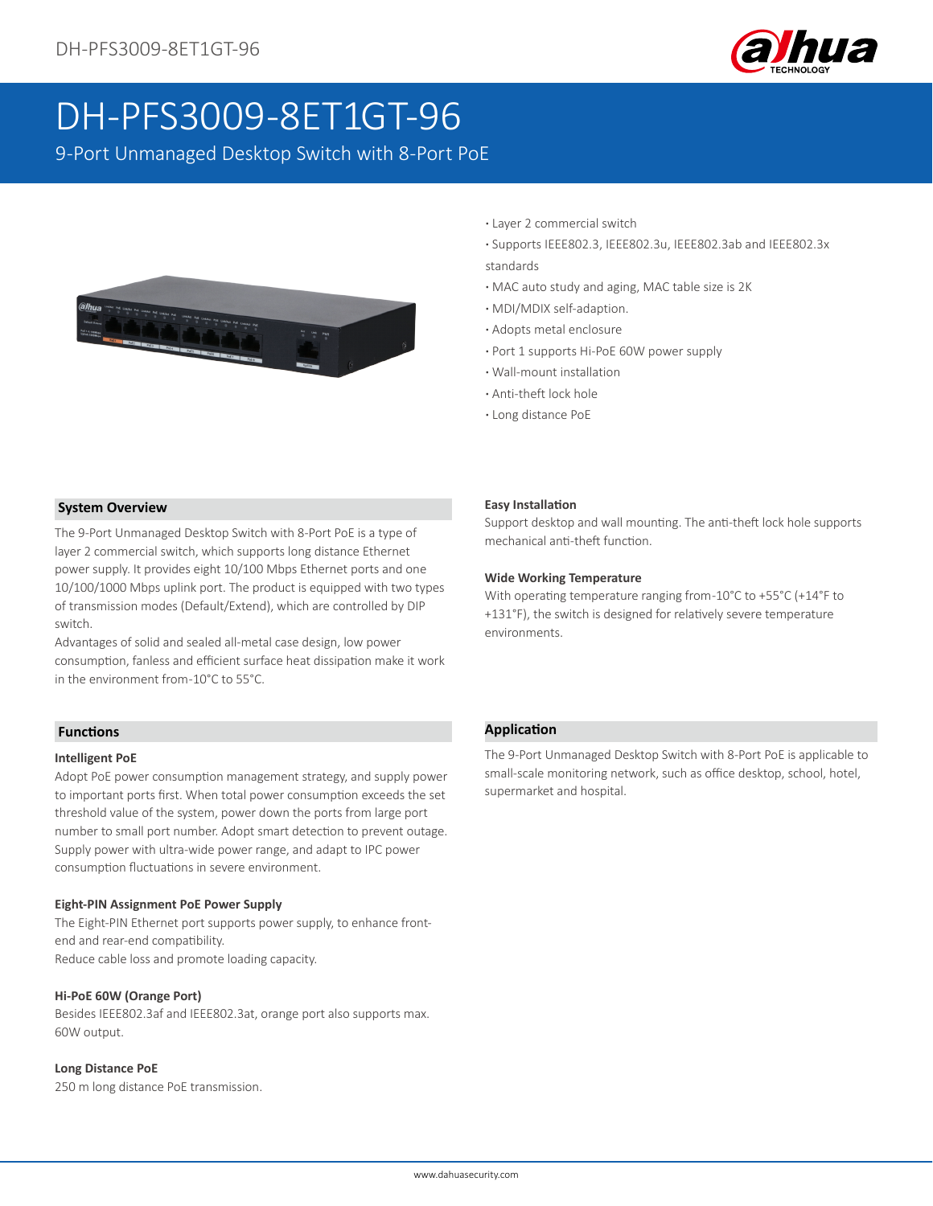# DH-PFS3009-8ET1GT-96

9-Port Unmanaged Desktop Switch with 8-Port PoE

- Layer 2 commercial switch
- Supports IEEE802.3, IEEE802.3u, IEEE802.3ab and IEEE802.3x standards
- MAC auto study and aging, MAC table size is 2K
- MDI/MDIX self-adaption.
- Adopts metal enclosure
- Port 1 supports Hi-PoE 60W power supply
- Wall-mount installation
- Anti-theft lock hole
- Long distance PoE

## System Overview

The 9-Port Unmanaged Desktop Switch with 8-Port PoE is a type of layer 2 commercial switch, which supports long distance Ethernet power supply. It provides eight 10/100 Mbps Ethernet ports and one 10/100/1000 Mbps uplink port. The product is equipped with two types of transmission modes (Default/Extend), which are controlled by DIP switch.

Advantages of solid and sealed all-metal case design, low power consumption, fanless and efficient surface heat dissipation make it work in the environment from-10°C to 55°C.

**Easy Installation**

Support desktop and wall mounting. The anti-theft lock hole supports mechanical anti-theft function.

**Wide Working Temperature**

With operating temperature ranging from-10°C to +55°C (+14°F to +131°F), the switch is designed for relatively severe temperature environments.

## Functions

**Intelligent PoE**

Adopt PoE power consumption management strategy, and supply power to important ports first. When total power consumption exceeds the set threshold value of the system, power down the ports from large port number to small port number. Adopt smart detection to prevent outage. Supply power with ultra-wide power range, and adapt to IPC power consumption fluctuations in severe environment.

**Eight-PIN Assignment PoE Power Supply**

The Eight-PIN Ethernet port supports power supply, to enhance front-end and rear-end compatibility.

Reduce cable loss and promote loading capacity.

**Hi-PoE 60W (Orange Port)**

Besides IEEE802.3af and IEEE802.3at, orange port also supports max. 60W output.

**Long Distance PoE**

250 m long distance PoE transmission.

## Application

The 9-Port Unmanaged Desktop Switch with 8-Port PoE is applicable to small-scale monitoring network, such as office desktop, school, hotel, supermarket and hospital.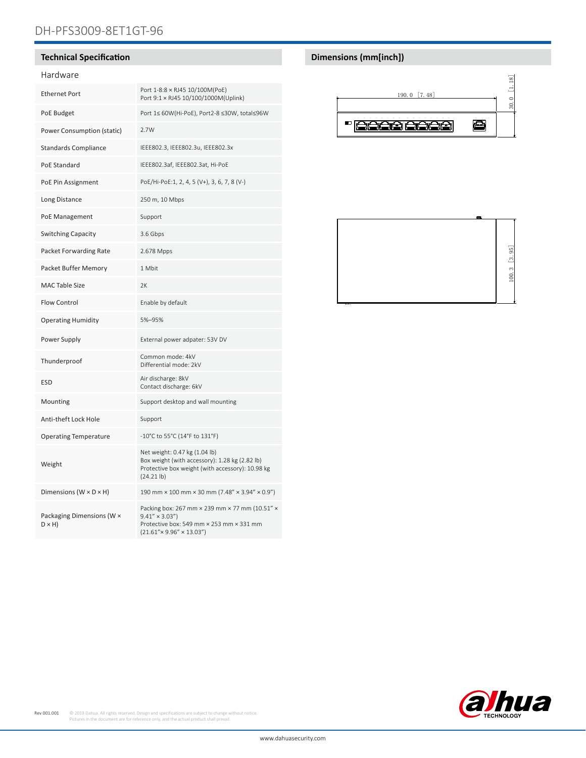# DH-PFS3009-8ET1GT-96

## Technical Specification

### Hardware

| | |
|---|---|
| Ethernet Port | Port 1-8:8 × RJ45 10/100M(PoE)<br>Port 9:1 × RJ45 10/100/1000M(Uplink) |
| PoE Budget | Port 1≤ 60W(Hi-PoE), Port2-8 ≤30W, total≤96W |
| Power Consumption (static) | 2.7W |
| Standards Compliance | IEEE802.3, IEEE802.3u, IEEE802.3x |
| PoE Standard | IEEE802.3af, IEEE802.3at, Hi-PoE |
| PoE Pin Assignment | PoE/Hi-PoE:1, 2, 4, 5 (V+), 3, 6, 7, 8 (V-) |
| Long Distance | 250 m, 10 Mbps |
| PoE Management | Support |
| Switching Capacity | 3.6 Gbps |
| Packet Forwarding Rate | 2.678 Mpps |
| Packet Buffer Memory | 1 Mbit |
| MAC Table Size | 2K |
| Flow Control | Enable by default |
| Operating Humidity | 5%–95% |
| Power Supply | External power adpater: 53V DV |
| Thunderproof | Common mode: 4kV<br>Differential mode: 2kV |
| ESD | Air discharge: 8kV<br>Contact discharge: 6kV |
| Mounting | Support desktop and wall mounting |
| Anti-theft Lock Hole | Support |
| Operating Temperature | -10°C to 55°C (14°F to 131°F) |
| Weight | Net weight: 0.47 kg (1.04 lb)<br>Box weight (with accessory): 1.28 kg (2.82 lb)<br>Protective box weight (with accessory): 10.98 kg (24.21 lb) |
| Dimensions (W × D × H) | 190 mm × 100 mm × 30 mm (7.48" × 3.94" × 0.9") |
| Packaging Dimensions (W × D × H) | Packing box: 267 mm × 239 mm × 77 mm (10.51" × 9.41" × 3.03")<br>Protective box: 549 mm × 253 mm × 331 mm (21.61"× 9.96" × 13.03") |

## Dimensions (mm[inch])

190.0 [7.48]

30.0 [1.18]

100.3 [3.95]

Rev 001.001 © 2019 Dahua. All rights reserved. Design and specifications are subject to change without notice. Pictures in the document are for reference only, and the actual product shall prevail.

www.dahuasecurity.com